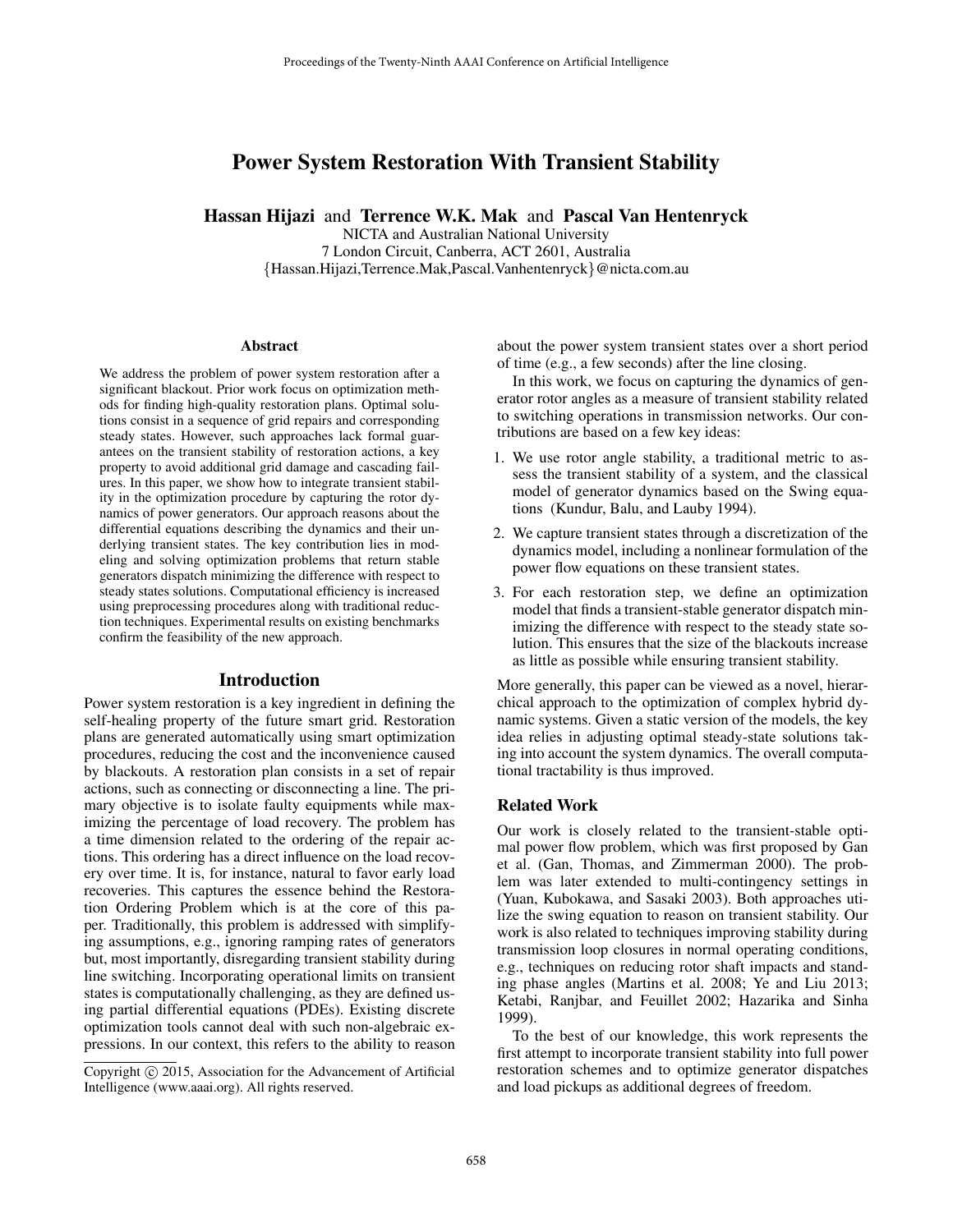# Power System Restoration With Transient Stability

**Hassan Hijazi** and **Terrence W.K. Mak** and **Pascal Van Hentenryck**

NICTA and Australian National University
7 London Circuit, Canberra, ACT 2601, Australia
{Hassan.Hijazi,Terrence.Mak,Pascal.Vanhentenryck}@nicta.com.au

### Abstract

We address the problem of power system restoration after a significant blackout. Prior work focus on optimization methods for finding high-quality restoration plans. Optimal solutions consist in a sequence of grid repairs and corresponding steady states. However, such approaches lack formal guarantees on the transient stability of restoration actions, a key property to avoid additional grid damage and cascading failures. In this paper, we show how to integrate transient stability in the optimization procedure by capturing the rotor dynamics of power generators. Our approach reasons about the differential equations describing the dynamics and their underlying transient states. The key contribution lies in modeling and solving optimization problems that return stable generators dispatch minimizing the difference with respect to steady states solutions. Computational efficiency is increased using preprocessing procedures along with traditional reduction techniques. Experimental results on existing benchmarks confirm the feasibility of the new approach.

## Introduction

Power system restoration is a key ingredient in defining the self-healing property of the future smart grid. Restoration plans are generated automatically using smart optimization procedures, reducing the cost and the inconvenience caused by blackouts. A restoration plan consists in a set of repair actions, such as connecting or disconnecting a line. The primary objective is to isolate faulty equipments while maximizing the percentage of load recovery. The problem has a time dimension related to the ordering of the repair actions. This ordering has a direct influence on the load recovery over time. It is, for instance, natural to favor early load recoveries. This captures the essence behind the Restoration Ordering Problem which is at the core of this paper. Traditionally, this problem is addressed with simplifying assumptions, e.g., ignoring ramping rates of generators but, most importantly, disregarding transient stability during line switching. Incorporating operational limits on transient states is computationally challenging, as they are defined using partial differential equations (PDEs). Existing discrete optimization tools cannot deal with such non-algebraic expressions. In our context, this refers to the ability to reason about the power system transient states over a short period of time (e.g., a few seconds) after the line closing.

In this work, we focus on capturing the dynamics of generator rotor angles as a measure of transient stability related to switching operations in transmission networks. Our contributions are based on a few key ideas:

1. We use rotor angle stability, a traditional metric to assess the transient stability of a system, and the classical model of generator dynamics based on the Swing equations (Kundur, Balu, and Lauby 1994).
2. We capture transient states through a discretization of the dynamics model, including a nonlinear formulation of the power flow equations on these transient states.
3. For each restoration step, we define an optimization model that finds a transient-stable generator dispatch minimizing the difference with respect to the steady state solution. This ensures that the size of the blackouts increase as little as possible while ensuring transient stability.

More generally, this paper can be viewed as a novel, hierarchical approach to the optimization of complex hybrid dynamic systems. Given a static version of the models, the key idea relies in adjusting optimal steady-state solutions taking into account the system dynamics. The overall computational tractability is thus improved.

### Related Work

Our work is closely related to the transient-stable optimal power flow problem, which was first proposed by Gan et al. (Gan, Thomas, and Zimmerman 2000). The problem was later extended to multi-contingency settings in (Yuan, Kubokawa, and Sasaki 2003). Both approaches utilize the swing equation to reason on transient stability. Our work is also related to techniques improving stability during transmission loop closures in normal operating conditions, e.g., techniques on reducing rotor shaft impacts and standing phase angles (Martins et al. 2008; Ye and Liu 2013; Ketabi, Ranjbar, and Feuillet 2002; Hazarika and Sinha 1999).

To the best of our knowledge, this work represents the first attempt to incorporate transient stability into full power restoration schemes and to optimize generator dispatches and load pickups as additional degrees of freedom.

Copyright © 2015, Association for the Advancement of Artificial Intelligence (www.aaai.org). All rights reserved.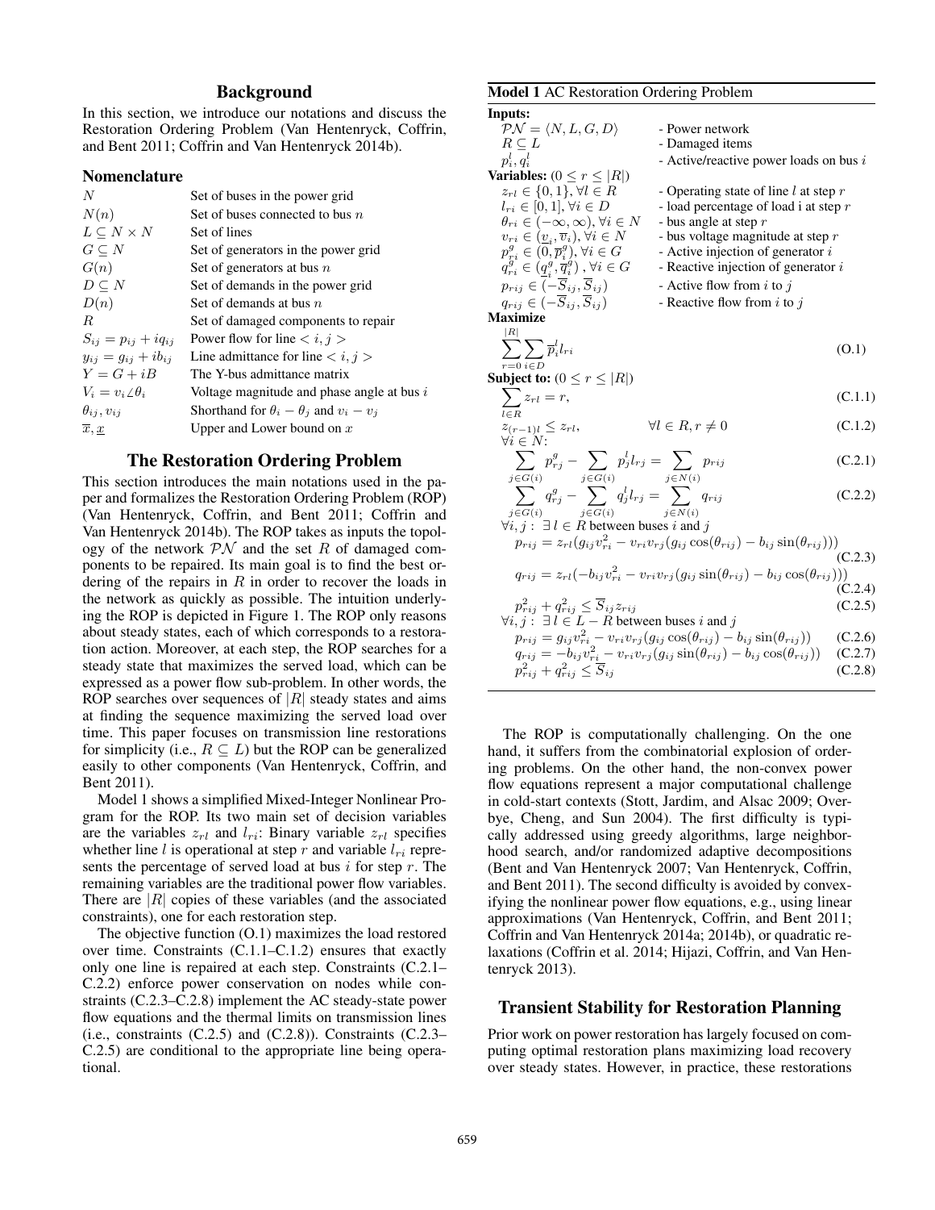## Background

In this section, we introduce our notations and discuss the Restoration Ordering Problem (Van Hentenryck, Coffrin, and Bent 2011; Coffrin and Van Hentenryck 2014b).

### Nomenclature

| | |
|---|---|
| $N$ | Set of buses in the power grid |
| $N(n)$ | Set of buses connected to bus $n$ |
| $L \subseteq N \times N$ | Set of lines |
| $G \subseteq N$ | Set of generators in the power grid |
| $G(n)$ | Set of generators at bus $n$ |
| $D \subseteq N$ | Set of demands in the power grid |
| $D(n)$ | Set of demands at bus $n$ |
| $R$ | Set of damaged components to repair |
| $S_{ij} = p_{ij} + iq_{ij}$ | Power flow for line $< i, j >$ |
| $y_{ij} = g_{ij} + ib_{ij}$ | Line admittance for line $< i, j >$ |
| $Y = G + iB$ | The Y-bus admittance matrix |
| $V_i = v_i \angle \theta_i$ | Voltage magnitude and phase angle at bus $i$ |
| $\theta_{ij}, v_{ij}$ | Shorthand for $\theta_i - \theta_j$ and $v_i - v_j$ |
| $\overline{x}, \underline{x}$ | Upper and Lower bound on $x$ |

## The Restoration Ordering Problem

This section introduces the main notations used in the paper and formalizes the Restoration Ordering Problem (ROP) (Van Hentenryck, Coffrin, and Bent 2011; Coffrin and Van Hentenryck 2014b). The ROP takes as inputs the topology of the network $\mathcal{PN}$ and the set $R$ of damaged components to be repaired. Its main goal is to find the best ordering of the repairs in $R$ in order to recover the loads in the network as quickly as possible. The intuition underlying the ROP is depicted in Figure 1. The ROP only reasons about steady states, each of which corresponds to a restoration action. Moreover, at each step, the ROP searches for a steady state that maximizes the served load, which can be expressed as a power flow sub-problem. In other words, the ROP searches over sequences of $|R|$ steady states and aims at finding the sequence maximizing the served load over time. This paper focuses on transmission line restorations for simplicity (i.e., $R \subseteq L$) but the ROP can be generalized easily to other components (Van Hentenryck, Coffrin, and Bent 2011).

Model 1 shows a simplified Mixed-Integer Nonlinear Program for the ROP. Its two main set of decision variables are the variables $z_{rl}$ and $l_{ri}$: Binary variable $z_{rl}$ specifies whether line $l$ is operational at step $r$ and variable $l_{ri}$ represents the percentage of served load at bus $i$ for step $r$. The remaining variables are the traditional power flow variables. There are $|R|$ copies of these variables (and the associated constraints), one for each restoration step.

The objective function (O.1) maximizes the load restored over time. Constraints (C.1.1–C.1.2) ensures that exactly only one line is repaired at each step. Constraints (C.2.1–C.2.2) enforce power conservation on nodes while constraints (C.2.3–C.2.8) implement the AC steady-state power flow equations and the thermal limits on transmission lines (i.e., constraints (C.2.5) and (C.2.8)). Constraints (C.2.3–C.2.5) are conditional to the appropriate line being operational.

**Model 1** AC Restoration Ordering Problem

**Inputs:**

| | |
|---|---|
| $\mathcal{PN} = \langle N, L, G, D \rangle$ | - Power network |
| $R \subseteq L$ | - Damaged items |
| $p_i^l, q_i^l$ | - Active/reactive power loads on bus $i$ |

**Variables:** $(0 \leq r \leq |R|)$

| | |
|---|---|
| $z_{rl} \in \{0, 1\}, \forall l \in R$ | - Operating state of line $l$ at step $r$ |
| $l_{ri} \in [0, 1], \forall i \in D$ | - load percentage of load i at step $r$ |
| $\theta_{ri} \in (-\infty, \infty), \forall i \in N$ | - bus angle at step $r$ |
| $v_{ri} \in (\underline{v}_i, \overline{v}_i), \forall i \in N$ | - bus voltage magnitude at step $r$ |
| $p^g_{ri} \in (0, \overline{p}^g_i), \forall i \in G$ | - Active injection of generator $i$ |
| $q^g_{ri} \in (\underline{q}^g_i, \overline{q}^g_i), \forall i \in G$ | - Reactive injection of generator $i$ |
| $p_{rij} \in (-\overline{S}_{ij}, \overline{S}_{ij})$ | - Active flow from $i$ to $j$ |
| $q_{rij} \in (-\overline{S}_{ij}, \overline{S}_{ij})$ | - Reactive flow from $i$ to $j$ |

**Maximize**

$$\sum_{r=0}^{|R|} \sum_{i \in D} \overline{p}_i^l l_{ri} \tag{O.1}$$

**Subject to:** $(0 \leq r \leq |R|)$

$$\sum_{l \in R} z_{rl} = r, \tag{C.1.1}$$

$$z_{(r-1)l} \leq z_{rl}, \qquad \forall l \in R, r \neq 0 \tag{C.1.2}$$

$\forall i \in N$:

$$\sum_{j \in G(i)} p^g_{rj} - \sum_{j \in G(i)} p^l_j l_{rj} = \sum_{j \in N(i)} p_{rij} \tag{C.2.1}$$

$$\sum_{j \in G(i)} q^g_{rj} - \sum_{j \in G(i)} q^l_j l_{rj} = \sum_{j \in N(i)} q_{rij} \tag{C.2.2}$$

$\forall i, j: \ \exists \, l \in R$ between buses $i$ and $j$

$$p_{rij} = z_{rl}(g_{ij} v_{ri}^2 - v_{ri} v_{rj}(g_{ij} \cos(\theta_{rij}) - b_{ij} \sin(\theta_{rij}))) \tag{C.2.3}$$

$$q_{rij} = z_{rl}(-b_{ij} v_{ri}^2 - v_{ri} v_{rj}(g_{ij} \sin(\theta_{rij}) - b_{ij} \cos(\theta_{rij}))) \tag{C.2.4}$$

$$p^2_{rij} + q^2_{rij} \leq \overline{S}_{ij} z_{rij} \tag{C.2.5}$$

$\forall i, j: \ \exists \, l \in L - R$ between buses $i$ and $j$

$$p_{rij} = g_{ij} v_{ri}^2 - v_{ri} v_{rj}(g_{ij} \cos(\theta_{rij}) - b_{ij} \sin(\theta_{rij})) \tag{C.2.6}$$

$$q_{rij} = -b_{ij} v_{ri}^2 - v_{ri} v_{rj}(g_{ij} \sin(\theta_{rij}) - b_{ij} \cos(\theta_{rij})) \tag{C.2.7}$$

$$p^2_{rij} + q^2_{rij} \leq \overline{S}_{ij} \tag{C.2.8}$$

The ROP is computationally challenging. On the one hand, it suffers from the combinatorial explosion of ordering problems. On the other hand, the non-convex power flow equations represent a major computational challenge in cold-start contexts (Stott, Jardim, and Alsac 2009; Overbye, Cheng, and Sun 2004). The first difficulty is typically addressed using greedy algorithms, large neighborhood search, and/or randomized adaptive decompositions (Bent and Van Hentenryck 2007; Van Hentenryck, Coffrin, and Bent 2011). The second difficulty is avoided by convexifying the nonlinear power flow equations, e.g., using linear approximations (Van Hentenryck, Coffrin, and Bent 2011; Coffrin and Van Hentenryck 2014a; 2014b), or quadratic relaxations (Coffrin et al. 2014; Hijazi, Coffrin, and Van Hentenryck 2013).

## Transient Stability for Restoration Planning

Prior work on power restoration has largely focused on computing optimal restoration plans maximizing load recovery over steady states. However, in practice, these restorations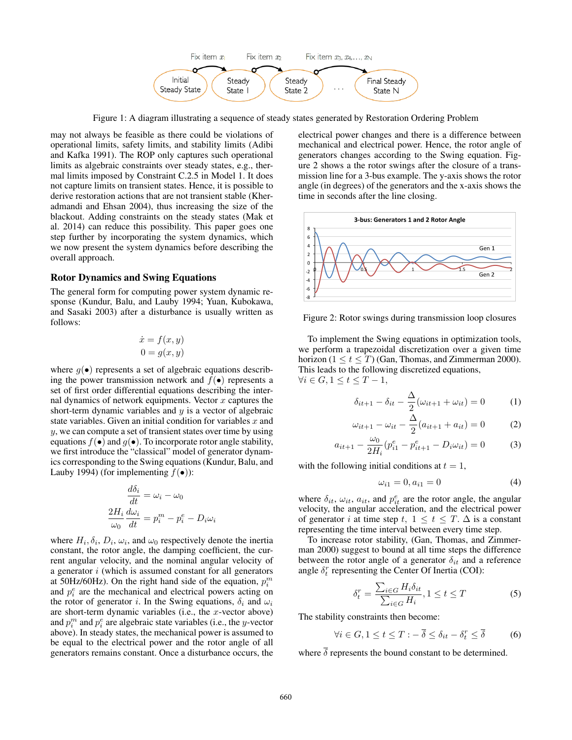Figure 1: A diagram illustrating a sequence of steady states generated by Restoration Ordering Problem

may not always be feasible as there could be violations of operational limits, safety limits, and stability limits (Adibi and Kafka 1991). The ROP only captures such operational limits as algebraic constraints over steady states, e.g., thermal limits imposed by Constraint C.2.5 in Model 1. It does not capture limits on transient states. Hence, it is possible to derive restoration actions that are not transient stable (Kheradmandi and Ehsan 2004), thus increasing the size of the blackout. Adding constraints on the steady states (Mak et al. 2014) can reduce this possibility. This paper goes one step further by incorporating the system dynamics, which we now present the system dynamics before describing the overall approach.

### Rotor Dynamics and Swing Equations

The general form for computing power system dynamic response (Kundur, Balu, and Lauby 1994; Yuan, Kubokawa, and Sasaki 2003) after a disturbance is usually written as follows:

$$\dot{x} = f(x, y)$$
$$0 = g(x, y)$$

where $g(\bullet)$ represents a set of algebraic equations describing the power transmission network and $f(\bullet)$ represents a set of first order differential equations describing the internal dynamics of network equipments. Vector $x$ captures the short-term dynamic variables and $y$ is a vector of algebraic state variables. Given an initial condition for variables $x$ and $y$, we can compute a set of transient states over time by using equations $f(\bullet)$ and $g(\bullet)$. To incorporate rotor angle stability, we first introduce the "classical" model of generator dynamics corresponding to the Swing equations (Kundur, Balu, and Lauby 1994) (for implementing $f(\bullet)$):

$$\frac{d\delta_i}{dt} = \omega_i - \omega_0$$
$$\frac{2H_i}{\omega_0}\frac{d\omega_i}{dt} = p_i^m - p_i^e - D_i\omega_i$$

where $H_i, \delta_i, D_i, \omega_i$, and $\omega_0$ respectively denote the inertia constant, the rotor angle, the damping coefficient, the current angular velocity, and the nominal angular velocity of a generator $i$ (which is assumed constant for all generators at 50Hz/60Hz). On the right hand side of the equation, $p_i^m$ and $p_i^e$ are the mechanical and electrical powers acting on the rotor of generator $i$. In the Swing equations, $\delta_i$ and $\omega_i$ are short-term dynamic variables (i.e., the $x$-vector above) and $p_i^m$ and $p_i^e$ are algebraic state variables (i.e., the $y$-vector above). In steady states, the mechanical power is assumed to be equal to the electrical power and the rotor angle of all generators remains constant. Once a disturbance occurs, the electrical power changes and there is a difference between mechanical and electrical power. Hence, the rotor angle of generators changes according to the Swing equation. Figure 2 shows a the rotor swings after the closure of a transmission line for a 3-bus example. The y-axis shows the rotor angle (in degrees) of the generators and the x-axis shows the time in seconds after the line closing.

Figure 2: Rotor swings during transmission loop closures

To implement the Swing equations in optimization tools, we perform a trapezoidal discretization over a given time horizon ($1 \leq t \leq T$) (Gan, Thomas, and Zimmerman 2000). This leads to the following discretized equations,
$\forall i \in G, 1 \leq t \leq T-1$,

$$\delta_{it+1} - \delta_{it} - \frac{\Delta}{2}(\omega_{it+1} + \omega_{it}) = 0 \quad (1)$$

$$\omega_{it+1} - \omega_{it} - \frac{\Delta}{2}(a_{it+1} + a_{it}) = 0 \quad (2)$$

$$a_{it+1} - \frac{\omega_0}{2H_i}(p_{i1}^e - p_{it+1}^e - D_i\omega_{it}) = 0 \quad (3)$$

with the following initial conditions at $t = 1$,

$$\omega_{i1} = 0, a_{i1} = 0 \quad (4)$$

where $\delta_{it}$, $\omega_{it}$, $a_{it}$, and $p_{it}^e$ are the rotor angle, the angular velocity, the angular acceleration, and the electrical power of generator $i$ at time step $t$, $1 \leq t \leq T$. $\Delta$ is a constant representing the time interval between every time step.

To increase rotor stability, (Gan, Thomas, and Zimmerman 2000) suggest to bound at all time steps the difference between the rotor angle of a generator $\delta_{it}$ and a reference angle $\delta_t^r$ representing the Center Of Inertia (COI):

$$\delta_t^r = \frac{\sum_{i\in G} H_i\delta_{it}}{\sum_{i\in G} H_i}, 1 \leq t \leq T \quad (5)$$

The stability constraints then become:

$$\forall i \in G, 1 \leq t \leq T: -\overline{\delta} \leq \delta_{it} - \delta_t^r \leq \overline{\delta} \quad (6)$$

where $\overline{\delta}$ represents the bound constant to be determined.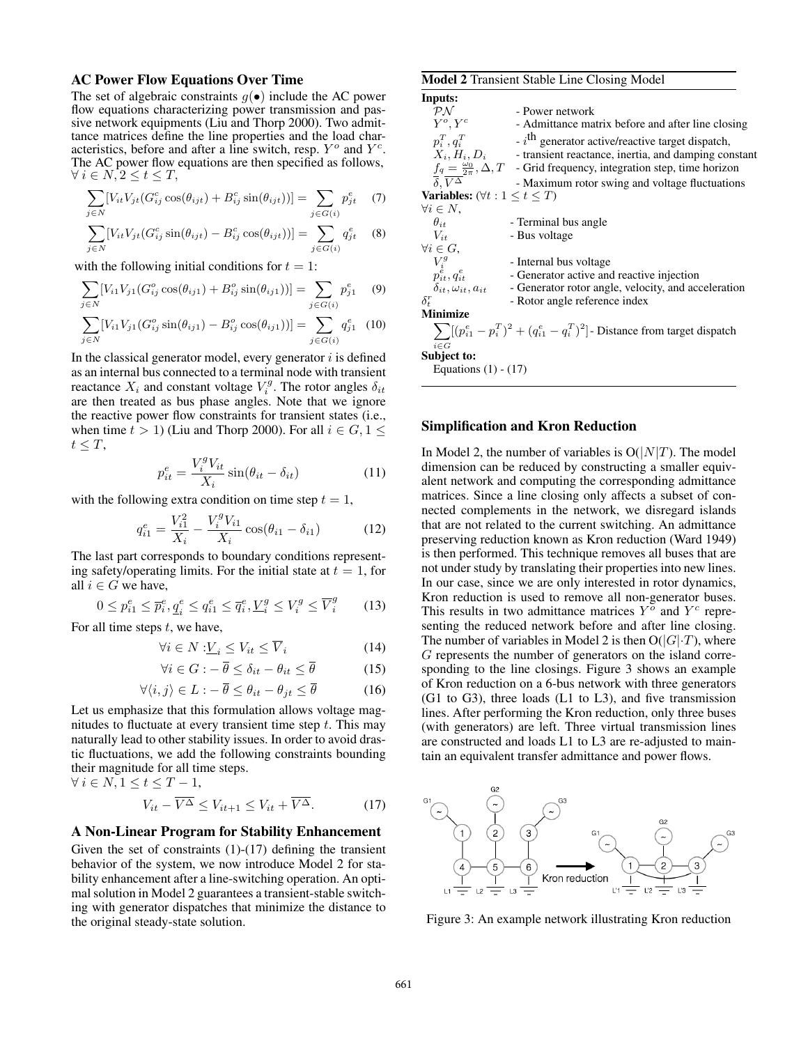### AC Power Flow Equations Over Time

The set of algebraic constraints $g(\bullet)$ include the AC power flow equations characterizing power transmission and passive network equipments (Liu and Thorp 2000). Two admittance matrices define the line properties and the load characteristics, before and after a line switch, resp. $Y^o$ and $Y^c$. The AC power flow equations are then specified as follows, $\forall\ i \in N, 2 \leq t \leq T$,

$$\sum_{j \in N} [V_{it} V_{jt} (G^c_{ij} \cos(\theta_{ijt}) + B^c_{ij} \sin(\theta_{ijt}))] = \sum_{j \in G(i)} p^e_{jt} \quad (7)$$

$$\sum_{j \in N} [V_{it} V_{jt} (G^c_{ij} \sin(\theta_{ijt}) - B^c_{ij} \cos(\theta_{ijt}))] = \sum_{j \in G(i)} q^e_{jt} \quad (8)$$

with the following initial conditions for $t = 1$:

$$\sum_{j \in N} [V_{i1} V_{j1} (G^o_{ij} \cos(\theta_{ij1}) + B^o_{ij} \sin(\theta_{ij1}))] = \sum_{j \in G(i)} p^e_{j1} \quad (9)$$

$$\sum_{j \in N} [V_{i1} V_{j1} (G^o_{ij} \sin(\theta_{ij1}) - B^o_{ij} \cos(\theta_{ij1}))] = \sum_{j \in G(i)} q^e_{j1} \quad (10)$$

In the classical generator model, every generator $i$ is defined as an internal bus connected to a terminal node with transient reactance $X_i$ and constant voltage $V^g_i$. The rotor angles $\delta_{it}$ are then treated as bus phase angles. Note that we ignore the reactive power flow constraints for transient states (i.e., when time $t > 1$) (Liu and Thorp 2000). For all $i \in G, 1 \leq t \leq T$,

$$p^e_{it} = \frac{V^g_i V_{it}}{X_i} \sin(\theta_{it} - \delta_{it}) \quad (11)$$

with the following extra condition on time step $t = 1$,

$$q^e_{i1} = \frac{V^2_{i1}}{X_i} - \frac{V^g_i V_{i1}}{X_i} \cos(\theta_{i1} - \delta_{i1}) \quad (12)$$

The last part corresponds to boundary conditions representing safety/operating limits. For the initial state at $t = 1$, for all $i \in G$ we have,

$$0 \leq p^e_{i1} \leq \overline{p}^e_i, \underline{q}^e_i \leq q^e_{i1} \leq \overline{q}^e_i, \underline{V}^g_i \leq V^g_i \leq \overline{V}^g_i \quad (13)$$

For all time steps $t$, we have,

$$\forall i \in N : \underline{V}_i \leq V_{it} \leq \overline{V}_i \quad (14)$$

$$\forall i \in G : -\overline{\theta} \leq \delta_{it} - \theta_{it} \leq \overline{\theta} \quad (15)$$

$$\forall \langle i, j \rangle \in L : -\overline{\theta} \leq \theta_{it} - \theta_{jt} \leq \overline{\theta} \quad (16)$$

Let us emphasize that this formulation allows voltage magnitudes to fluctuate at every transient time step $t$. This may naturally lead to other stability issues. In order to avoid drastic fluctuations, we add the following constraints bounding their magnitude for all time steps.
$\forall\ i \in N, 1 \leq t \leq T - 1$,

$$V_{it} - \overline{V^\Delta} \leq V_{it+1} \leq V_{it} + \overline{V^\Delta}. \quad (17)$$

### A Non-Linear Program for Stability Enhancement

Given the set of constraints (1)-(17) defining the transient behavior of the system, we now introduce Model 2 for stability enhancement after a line-switching operation. An optimal solution in Model 2 guarantees a transient-stable switching with generator dispatches that minimize the distance to the original steady-state solution.

**Model 2** Transient Stable Line Closing Model

**Inputs:**

| | |
|---|---|
| $\mathcal{PN}$ | - Power network |
| $Y^o, Y^c$ | - Admittance matrix before and after line closing |
| $p^T_i, q^T_i$ | - $i^{\text{th}}$ generator active/reactive target dispatch, |
| $X_i, H_i, D_i$ | - transient reactance, inertia, and damping constant |
| $f_q = \frac{\omega_0}{2\pi}, \Delta, T$ | - Grid frequency, integration step, time horizon |
| $\overline{\delta}, \overline{V^\Delta}$ | - Maximum rotor swing and voltage fluctuations |

**Variables:** $(\forall t : 1 \leq t \leq T)$

$\forall i \in N$,

| | |
|---|---|
| $\theta_{it}$ | - Terminal bus angle |
| $V_{it}$ | - Bus voltage |

$\forall i \in G$,

| | |
|---|---|
| $V^g_i$ | - Internal bus voltage |
| $p^e_{it}, q^e_{it}$ | - Generator active and reactive injection |
| $\delta_{it}, \omega_{it}, a_{it}$ | - Generator rotor angle, velocity, and acceleration |
| $\delta^r_t$ | - Rotor angle reference index |

**Minimize**

$$\sum_{i \in G} [(p^e_{i1} - p^T_i)^2 + (q^e_{i1} - q^T_i)^2] \text{ - Distance from target dispatch}$$

**Subject to:**

Equations (1) - (17)

### Simplification and Kron Reduction

In Model 2, the number of variables is $O(|N|T)$. The model dimension can be reduced by constructing a smaller equivalent network and computing the corresponding admittance matrices. Since a line closing only affects a subset of connected complements in the network, we disregard islands that are not related to the current switching. An admittance preserving reduction known as Kron reduction (Ward 1949) is then performed. This technique removes all buses that are not under study by translating their properties into new lines. In our case, since we are only interested in rotor dynamics, Kron reduction is used to remove all non-generator buses. This results in two admittance matrices $Y^o$ and $Y^c$ representing the reduced network before and after line closing. The number of variables in Model 2 is then $O(|G| \cdot T)$, where $G$ represents the number of generators on the island corresponding to the line closings. Figure 3 shows an example of Kron reduction on a 6-bus network with three generators (G1 to G3), three loads (L1 to L3), and five transmission lines. After performing the Kron reduction, only three buses (with generators) are left. Three virtual transmission lines are constructed and loads L1 to L3 are re-adjusted to maintain an equivalent transfer admittance and power flows.

Figure 3: An example network illustrating Kron reduction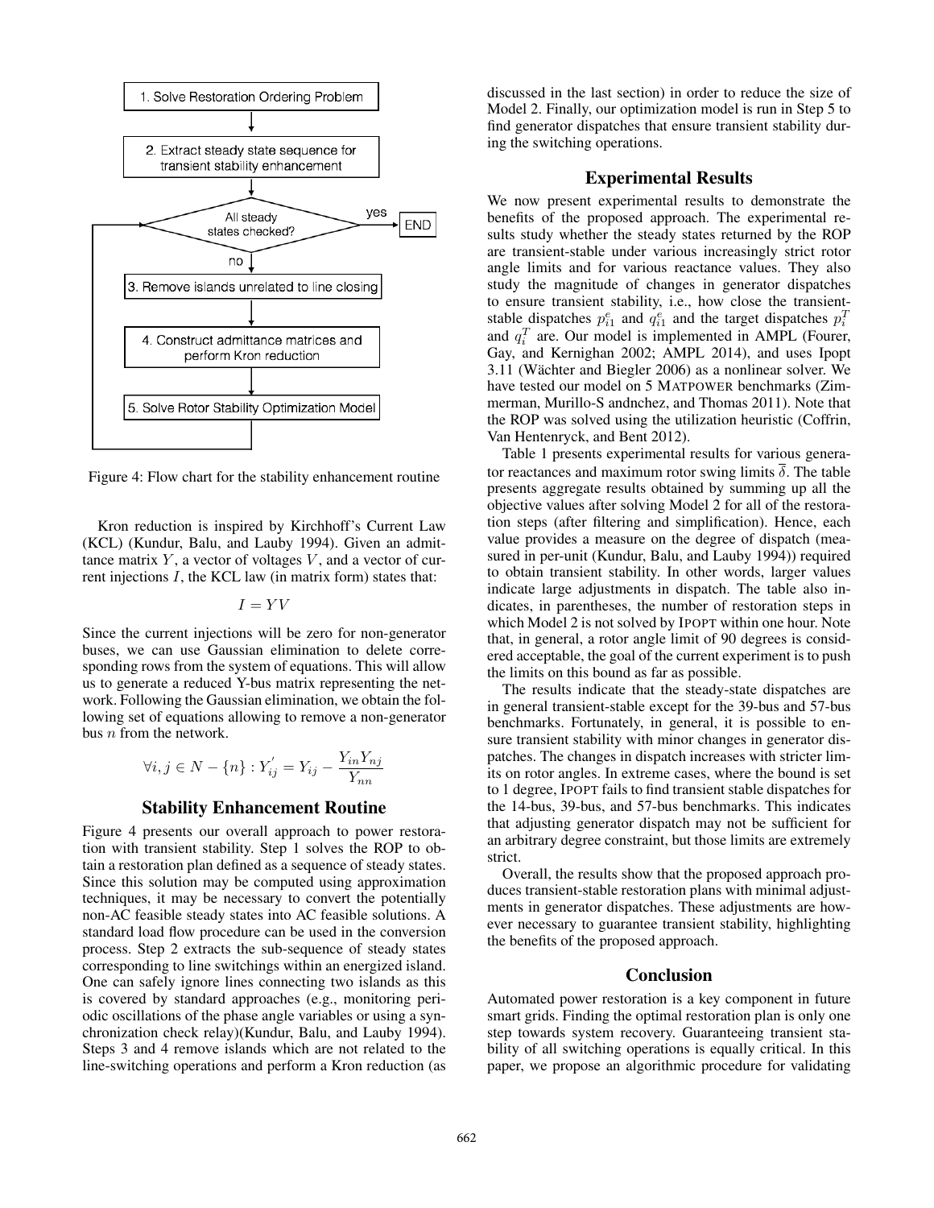Figure 4: Flow chart for the stability enhancement routine

Kron reduction is inspired by Kirchhoff's Current Law (KCL) (Kundur, Balu, and Lauby 1994). Given an admittance matrix $Y$, a vector of voltages $V$, and a vector of current injections $I$, the KCL law (in matrix form) states that:

$$I = YV$$

Since the current injections will be zero for non-generator buses, we can use Gaussian elimination to delete corresponding rows from the system of equations. This will allow us to generate a reduced Y-bus matrix representing the network. Following the Gaussian elimination, we obtain the following set of equations allowing to remove a non-generator bus $n$ from the network.

$$\forall i, j \in N - \{n\} : Y_{ij}^{'} = Y_{ij} - \frac{Y_{in} Y_{nj}}{Y_{nn}}$$

## Stability Enhancement Routine

Figure 4 presents our overall approach to power restoration with transient stability. Step 1 solves the ROP to obtain a restoration plan defined as a sequence of steady states. Since this solution may be computed using approximation techniques, it may be necessary to convert the potentially non-AC feasible steady states into AC feasible solutions. A standard load flow procedure can be used in the conversion process. Step 2 extracts the sub-sequence of steady states corresponding to line switchings within an energized island. One can safely ignore lines connecting two islands as this is covered by standard approaches (e.g., monitoring periodic oscillations of the phase angle variables or using a synchronization check relay)(Kundur, Balu, and Lauby 1994). Steps 3 and 4 remove islands which are not related to the line-switching operations and perform a Kron reduction (as discussed in the last section) in order to reduce the size of Model 2. Finally, our optimization model is run in Step 5 to find generator dispatches that ensure transient stability during the switching operations.

## Experimental Results

We now present experimental results to demonstrate the benefits of the proposed approach. The experimental results study whether the steady states returned by the ROP are transient-stable under various increasingly strict rotor angle limits and for various reactance values. They also study the magnitude of changes in generator dispatches to ensure transient stability, i.e., how close the transient-stable dispatches $p_{i1}^{e}$ and $q_{i1}^{e}$ and the target dispatches $p_i^T$ and $q_i^T$ are. Our model is implemented in AMPL (Fourer, Gay, and Kernighan 2002; AMPL 2014), and uses Ipopt 3.11 (Wächter and Biegler 2006) as a nonlinear solver. We have tested our model on 5 MATPOWER benchmarks (Zimmerman, Murillo-S andnchez, and Thomas 2011). Note that the ROP was solved using the utilization heuristic (Coffrin, Van Hentenryck, and Bent 2012).

Table 1 presents experimental results for various generator reactances and maximum rotor swing limits $\overline{\delta}$. The table presents aggregate results obtained by summing up all the objective values after solving Model 2 for all of the restoration steps (after filtering and simplification). Hence, each value provides a measure on the degree of dispatch (measured in per-unit (Kundur, Balu, and Lauby 1994)) required to obtain transient stability. In other words, larger values indicate large adjustments in dispatch. The table also indicates, in parentheses, the number of restoration steps in which Model 2 is not solved by IPOPT within one hour. Note that, in general, a rotor angle limit of 90 degrees is considered acceptable, the goal of the current experiment is to push the limits on this bound as far as possible.

The results indicate that the steady-state dispatches are in general transient-stable except for the 39-bus and 57-bus benchmarks. Fortunately, in general, it is possible to ensure transient stability with minor changes in generator dispatches. The changes in dispatch increases with stricter limits on rotor angles. In extreme cases, where the bound is set to 1 degree, IPOPT fails to find transient stable dispatches for the 14-bus, 39-bus, and 57-bus benchmarks. This indicates that adjusting generator dispatch may not be sufficient for an arbitrary degree constraint, but those limits are extremely strict.

Overall, the results show that the proposed approach produces transient-stable restoration plans with minimal adjustments in generator dispatches. These adjustments are however necessary to guarantee transient stability, highlighting the benefits of the proposed approach.

## Conclusion

Automated power restoration is a key component in future smart grids. Finding the optimal restoration plan is only one step towards system recovery. Guaranteeing transient stability of all switching operations is equally critical. In this paper, we propose an algorithmic procedure for validating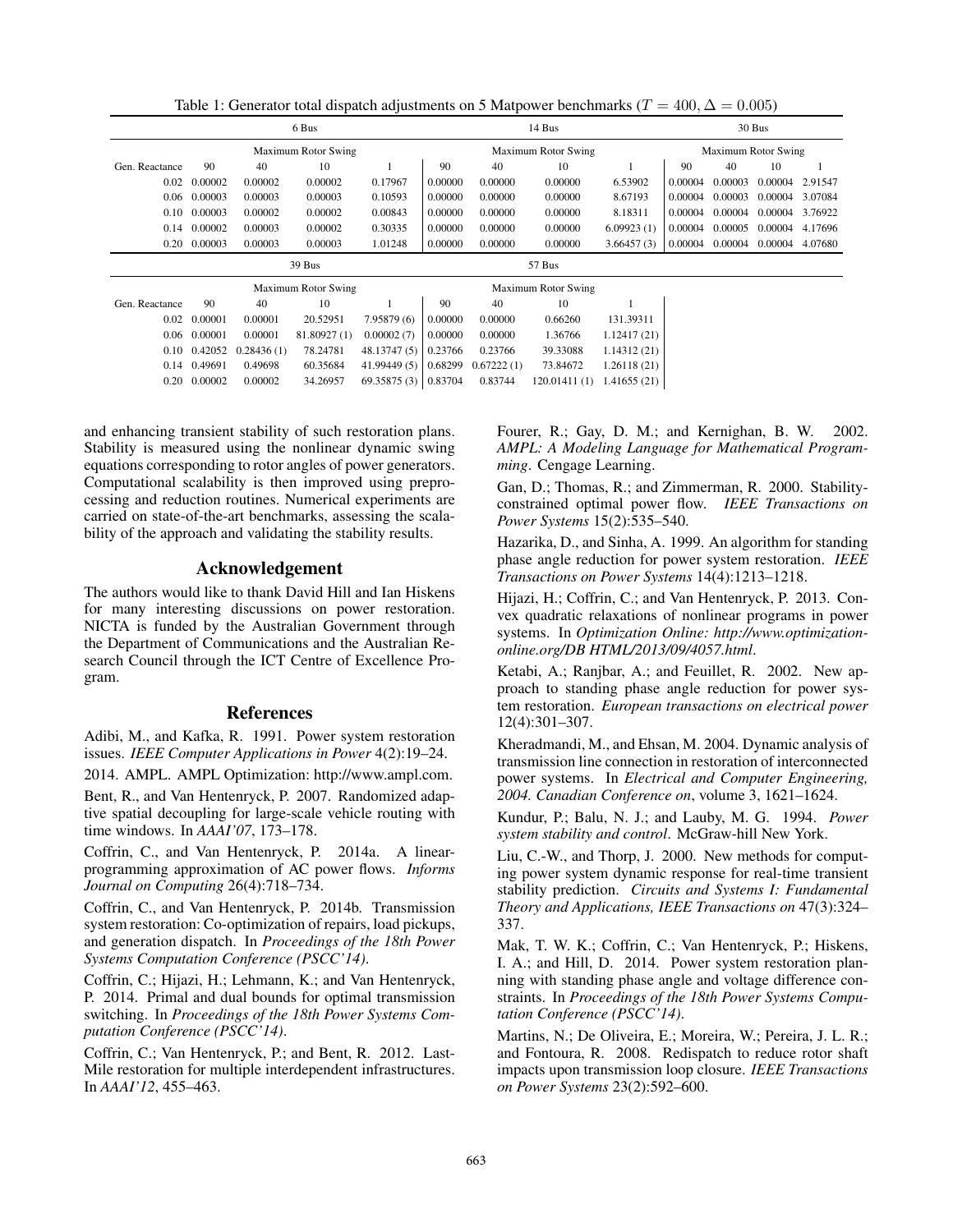Table 1: Generator total dispatch adjustments on 5 Matpower benchmarks ($T = 400, \Delta = 0.005$)

| | 6 Bus | | | | 14 Bus | | | | 30 Bus | | | |
|---|---|---|---|---|---|---|---|---|---|---|---|---|
| | Maximum Rotor Swing | | | | Maximum Rotor Swing | | | | Maximum Rotor Swing | | | |
| Gen. Reactance | 90 | 40 | 10 | 1 | 90 | 40 | 10 | 1 | 90 | 40 | 10 | 1 |
| 0.02 | 0.00002 | 0.00002 | 0.00002 | 0.17967 | 0.00000 | 0.00000 | 0.00000 | 6.53902 | 0.00004 | 0.00003 | 0.00004 | 2.91547 |
| 0.06 | 0.00003 | 0.00003 | 0.00003 | 0.10593 | 0.00000 | 0.00000 | 0.00000 | 8.67193 | 0.00004 | 0.00003 | 0.00004 | 3.07084 |
| 0.10 | 0.00003 | 0.00002 | 0.00002 | 0.00843 | 0.00000 | 0.00000 | 0.00000 | 8.18311 | 0.00004 | 0.00004 | 0.00004 | 3.76922 |
| 0.14 | 0.00002 | 0.00003 | 0.00002 | 0.30335 | 0.00000 | 0.00000 | 0.00000 | 6.09923 (1) | 0.00004 | 0.00005 | 0.00004 | 4.17696 |
| 0.20 | 0.00003 | 0.00003 | 0.00003 | 1.01248 | 0.00000 | 0.00000 | 0.00000 | 3.66457 (3) | 0.00004 | 0.00004 | 0.00004 | 4.07680 |

| | 39 Bus | | | | 57 Bus | | | |
|---|---|---|---|---|---|---|---|---|
| | Maximum Rotor Swing | | | | Maximum Rotor Swing | | | |
| Gen. Reactance | 90 | 40 | 10 | 1 | 90 | 40 | 10 | 1 |
| 0.02 | 0.00001 | 0.00001 | 20.52951 | 7.95879 (6) | 0.00000 | 0.00000 | 0.66260 | 131.39311 |
| 0.06 | 0.00001 | 0.00001 | 81.80927 (1) | 0.00002 (7) | 0.00000 | 0.00000 | 1.36766 | 1.12417 (21) |
| 0.10 | 0.42052 | 0.28436 (1) | 78.24781 | 48.13747 (5) | 0.23766 | 0.23766 | 39.33088 | 1.14312 (21) |
| 0.14 | 0.49691 | 0.49698 | 60.35684 | 41.99449 (5) | 0.68299 | 0.67222 (1) | 73.84672 | 1.26118 (21) |
| 0.20 | 0.00002 | 0.00002 | 34.26957 | 69.35875 (3) | 0.83704 | 0.83744 | 120.01411 (1) | 1.41655 (21) |

and enhancing transient stability of such restoration plans. Stability is measured using the nonlinear dynamic swing equations corresponding to rotor angles of power generators. Computational scalability is then improved using preprocessing and reduction routines. Numerical experiments are carried on state-of-the-art benchmarks, assessing the scalability of the approach and validating the stability results.

## Acknowledgement

The authors would like to thank David Hill and Ian Hiskens for many interesting discussions on power restoration. NICTA is funded by the Australian Government through the Department of Communications and the Australian Research Council through the ICT Centre of Excellence Program.

## References

Adibi, M., and Kafka, R. 1991. Power system restoration issues. *IEEE Computer Applications in Power* 4(2):19–24.

2014. AMPL. AMPL Optimization: http://www.ampl.com.

Bent, R., and Van Hentenryck, P. 2007. Randomized adaptive spatial decoupling for large-scale vehicle routing with time windows. In *AAAI'07*, 173–178.

Coffrin, C., and Van Hentenryck, P. 2014a. A linear-programming approximation of AC power flows. *Informs Journal on Computing* 26(4):718–734.

Coffrin, C., and Van Hentenryck, P. 2014b. Transmission system restoration: Co-optimization of repairs, load pickups, and generation dispatch. In *Proceedings of the 18th Power Systems Computation Conference (PSCC'14)*.

Coffrin, C.; Hijazi, H.; Lehmann, K.; and Van Hentenryck, P. 2014. Primal and dual bounds for optimal transmission switching. In *Proceedings of the 18th Power Systems Computation Conference (PSCC'14)*.

Coffrin, C.; Van Hentenryck, P.; and Bent, R. 2012. Last-Mile restoration for multiple interdependent infrastructures. In *AAAI'12*, 455–463.

Fourer, R.; Gay, D. M.; and Kernighan, B. W. 2002. *AMPL: A Modeling Language for Mathematical Programming*. Cengage Learning.

Gan, D.; Thomas, R.; and Zimmerman, R. 2000. Stability-constrained optimal power flow. *IEEE Transactions on Power Systems* 15(2):535–540.

Hazarika, D., and Sinha, A. 1999. An algorithm for standing phase angle reduction for power system restoration. *IEEE Transactions on Power Systems* 14(4):1213–1218.

Hijazi, H.; Coffrin, C.; and Van Hentenryck, P. 2013. Convex quadratic relaxations of nonlinear programs in power systems. In *Optimization Online: http://www.optimization-online.org/DB HTML/2013/09/4057.html*.

Ketabi, A.; Ranjbar, A.; and Feuillet, R. 2002. New approach to standing phase angle reduction for power system restoration. *European transactions on electrical power* 12(4):301–307.

Kheradmandi, M., and Ehsan, M. 2004. Dynamic analysis of transmission line connection in restoration of interconnected power systems. In *Electrical and Computer Engineering, 2004. Canadian Conference on*, volume 3, 1621–1624.

Kundur, P.; Balu, N. J.; and Lauby, M. G. 1994. *Power system stability and control*. McGraw-hill New York.

Liu, C.-W., and Thorp, J. 2000. New methods for computing power system dynamic response for real-time transient stability prediction. *Circuits and Systems I: Fundamental Theory and Applications, IEEE Transactions on* 47(3):324–337.

Mak, T. W. K.; Coffrin, C.; Van Hentenryck, P.; Hiskens, I. A.; and Hill, D. 2014. Power system restoration planning with standing phase angle and voltage difference constraints. In *Proceedings of the 18th Power Systems Computation Conference (PSCC'14)*.

Martins, N.; De Oliveira, E.; Moreira, W.; Pereira, J. L. R.; and Fontoura, R. 2008. Redispatch to reduce rotor shaft impacts upon transmission loop closure. *IEEE Transactions on Power Systems* 23(2):592–600.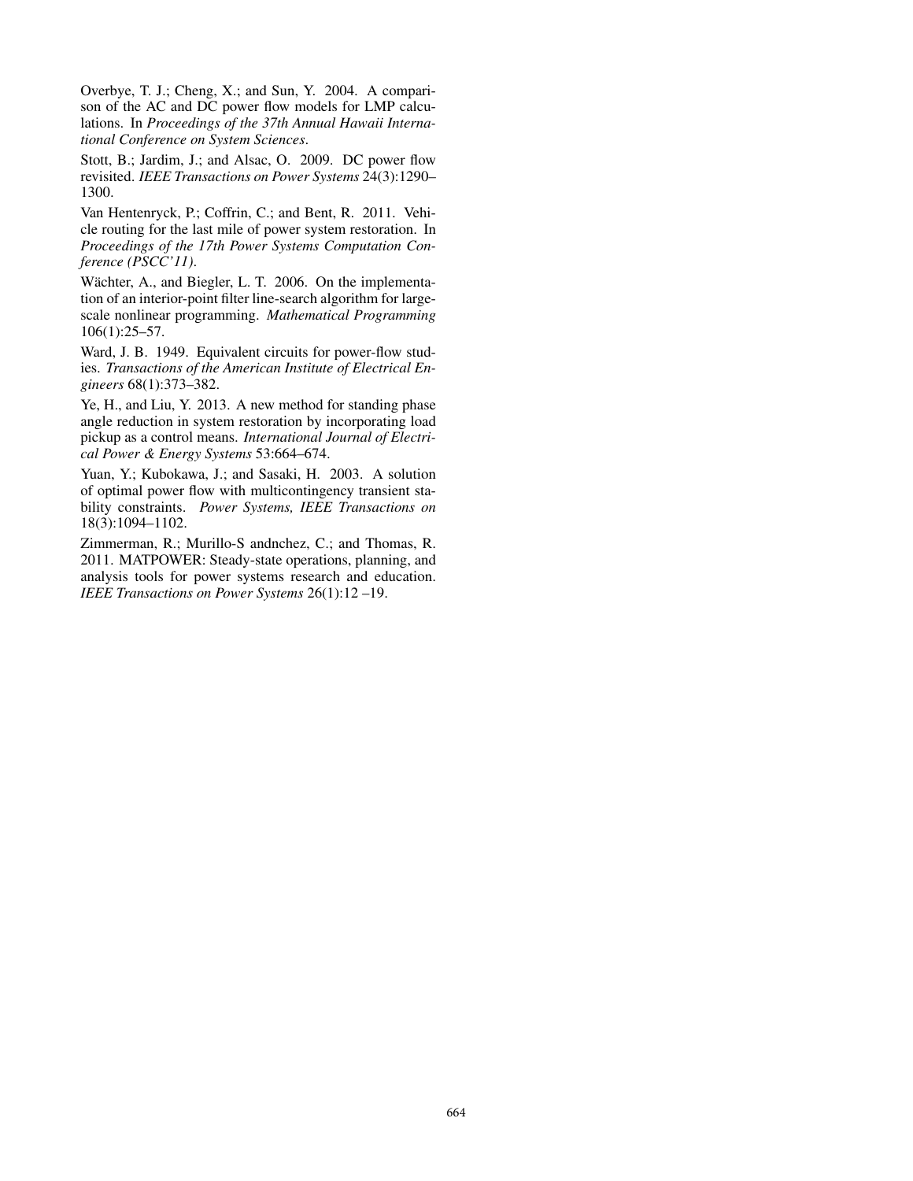Overbye, T. J.; Cheng, X.; and Sun, Y. 2004. A comparison of the AC and DC power flow models for LMP calculations. In *Proceedings of the 37th Annual Hawaii International Conference on System Sciences*.

Stott, B.; Jardim, J.; and Alsac, O. 2009. DC power flow revisited. *IEEE Transactions on Power Systems* 24(3):1290–1300.

Van Hentenryck, P.; Coffrin, C.; and Bent, R. 2011. Vehicle routing for the last mile of power system restoration. In *Proceedings of the 17th Power Systems Computation Conference (PSCC'11)*.

Wächter, A., and Biegler, L. T. 2006. On the implementation of an interior-point filter line-search algorithm for large-scale nonlinear programming. *Mathematical Programming* 106(1):25–57.

Ward, J. B. 1949. Equivalent circuits for power-flow studies. *Transactions of the American Institute of Electrical Engineers* 68(1):373–382.

Ye, H., and Liu, Y. 2013. A new method for standing phase angle reduction in system restoration by incorporating load pickup as a control means. *International Journal of Electrical Power & Energy Systems* 53:664–674.

Yuan, Y.; Kubokawa, J.; and Sasaki, H. 2003. A solution of optimal power flow with multicontingency transient stability constraints. *Power Systems, IEEE Transactions on* 18(3):1094–1102.

Zimmerman, R.; Murillo-S andnchez, C.; and Thomas, R. 2011. MATPOWER: Steady-state operations, planning, and analysis tools for power systems research and education. *IEEE Transactions on Power Systems* 26(1):12 –19.